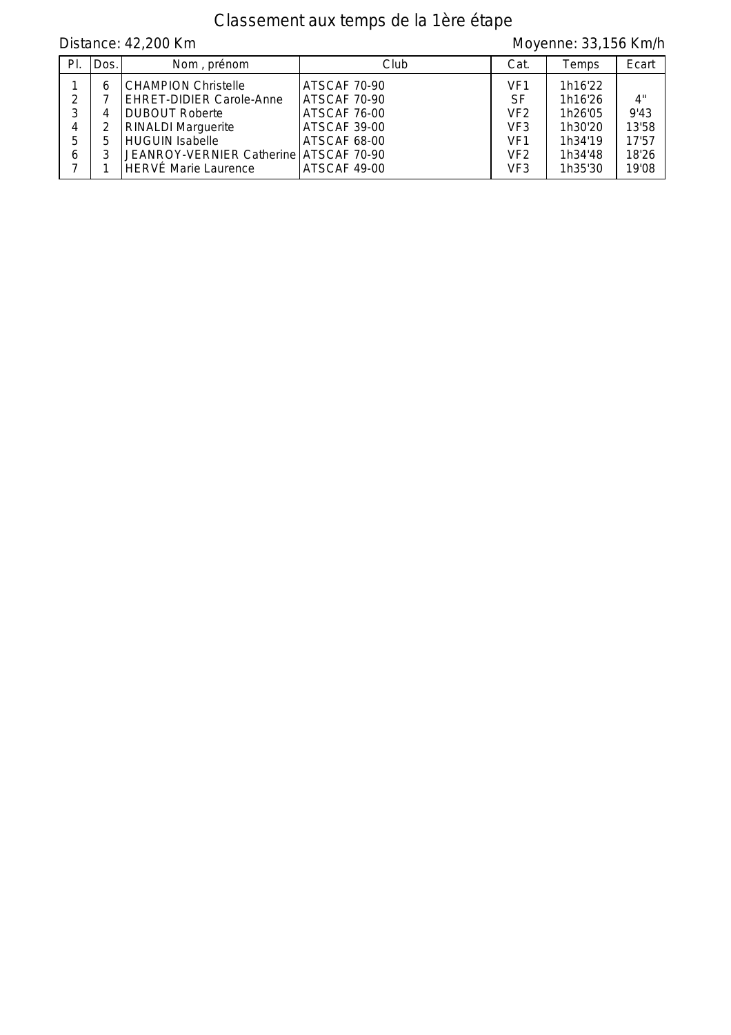# Classement aux temps de la 1ère étape

Distance: 42,200 Km

Moyenne: 33,156 Km/h

| Pl. | Dos. | Nom , prénom | Club | Cat. | Temps | Ecart |
|---|---|---|---|---|---|---|
| 1 | 6 | CHAMPION Christelle | ATSCAF 70-90 | VF1 | 1h16'22 | |
| 2 | 7 | EHRET-DIDIER Carole-Anne | ATSCAF 70-90 | SF | 1h16'26 | 4" |
| 3 | 4 | DUBOUT Roberte | ATSCAF 76-00 | VF2 | 1h26'05 | 9'43 |
| 4 | 2 | RINALDI Marguerite | ATSCAF 39-00 | VF3 | 1h30'20 | 13'58 |
| 5 | 5 | HUGUIN Isabelle | ATSCAF 68-00 | VF1 | 1h34'19 | 17'57 |
| 6 | 3 | JEANROY-VERNIER Catherine | ATSCAF 70-90 | VF2 | 1h34'48 | 18'26 |
| 7 | 1 | HERVÉ Marie Laurence | ATSCAF 49-00 | VF3 | 1h35'30 | 19'08 |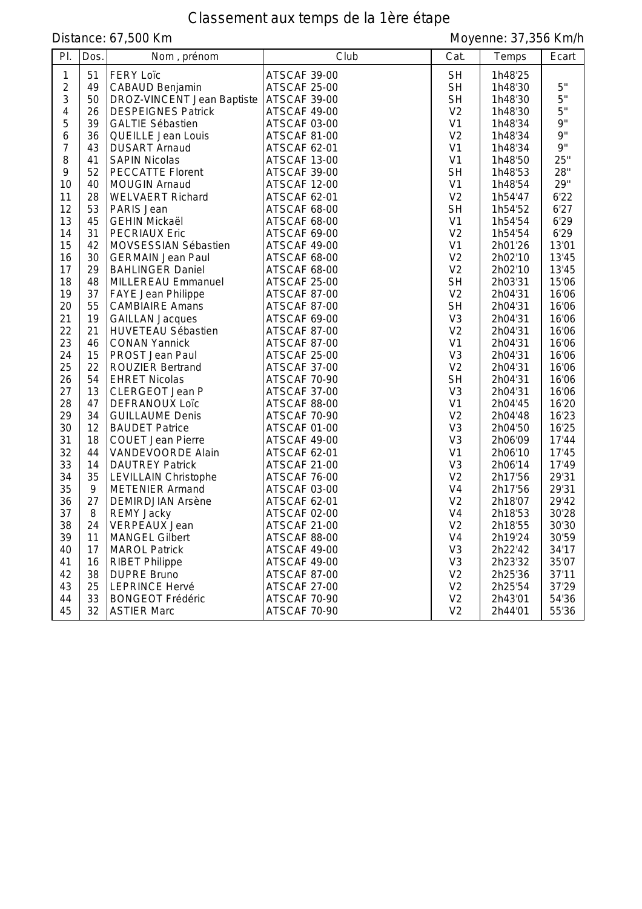# Classement aux temps de la 1ère étape

Distance: 67,500 Km

Moyenne: 37,356 Km/h

| Pl. | Dos. | Nom , prénom | Club | Cat. | Temps | Ecart |
|---|---|---|---|---|---|---|
| 1 | 51 | FERY Loïc | ATSCAF 39-00 | SH | 1h48'25 | |
| 2 | 49 | CABAUD Benjamin | ATSCAF 25-00 | SH | 1h48'30 | 5" |
| 3 | 50 | DROZ-VINCENT Jean Baptiste | ATSCAF 39-00 | SH | 1h48'30 | 5" |
| 4 | 26 | DESPEIGNES Patrick | ATSCAF 49-00 | V2 | 1h48'30 | 5" |
| 5 | 39 | GALTIE Sébastien | ATSCAF 03-00 | V1 | 1h48'34 | 9" |
| 6 | 36 | QUEILLE Jean Louis | ATSCAF 81-00 | V2 | 1h48'34 | 9" |
| 7 | 43 | DUSART Arnaud | ATSCAF 62-01 | V1 | 1h48'34 | 9" |
| 8 | 41 | SAPIN Nicolas | ATSCAF 13-00 | V1 | 1h48'50 | 25" |
| 9 | 52 | PECCATTE Florent | ATSCAF 39-00 | SH | 1h48'53 | 28" |
| 10 | 40 | MOUGIN Arnaud | ATSCAF 12-00 | V1 | 1h48'54 | 29" |
| 11 | 28 | WELVAERT Richard | ATSCAF 62-01 | V2 | 1h54'47 | 6'22 |
| 12 | 53 | PARIS Jean | ATSCAF 68-00 | SH | 1h54'52 | 6'27 |
| 13 | 45 | GEHIN Mickaël | ATSCAF 68-00 | V1 | 1h54'54 | 6'29 |
| 14 | 31 | PECRIAUX Eric | ATSCAF 69-00 | V2 | 1h54'54 | 6'29 |
| 15 | 42 | MOVSESSIAN Sébastien | ATSCAF 49-00 | V1 | 2h01'26 | 13'01 |
| 16 | 30 | GERMAIN Jean Paul | ATSCAF 68-00 | V2 | 2h02'10 | 13'45 |
| 17 | 29 | BAHLINGER Daniel | ATSCAF 68-00 | V2 | 2h02'10 | 13'45 |
| 18 | 48 | MILLEREAU Emmanuel | ATSCAF 25-00 | SH | 2h03'31 | 15'06 |
| 19 | 37 | FAYE Jean Philippe | ATSCAF 87-00 | V2 | 2h04'31 | 16'06 |
| 20 | 55 | CAMBIAIRE Amans | ATSCAF 87-00 | SH | 2h04'31 | 16'06 |
| 21 | 19 | GAILLAN Jacques | ATSCAF 69-00 | V3 | 2h04'31 | 16'06 |
| 22 | 21 | HUVETEAU Sébastien | ATSCAF 87-00 | V2 | 2h04'31 | 16'06 |
| 23 | 46 | CONAN Yannick | ATSCAF 87-00 | V1 | 2h04'31 | 16'06 |
| 24 | 15 | PROST Jean Paul | ATSCAF 25-00 | V3 | 2h04'31 | 16'06 |
| 25 | 22 | ROUZIER Bertrand | ATSCAF 37-00 | V2 | 2h04'31 | 16'06 |
| 26 | 54 | EHRET Nicolas | ATSCAF 70-90 | SH | 2h04'31 | 16'06 |
| 27 | 13 | CLERGEOT Jean P | ATSCAF 37-00 | V3 | 2h04'31 | 16'06 |
| 28 | 47 | DEFRANOUX Loïc | ATSCAF 88-00 | V1 | 2h04'45 | 16'20 |
| 29 | 34 | GUILLAUME Denis | ATSCAF 70-90 | V2 | 2h04'48 | 16'23 |
| 30 | 12 | BAUDET Patrice | ATSCAF 01-00 | V3 | 2h04'50 | 16'25 |
| 31 | 18 | COUET Jean Pierre | ATSCAF 49-00 | V3 | 2h06'09 | 17'44 |
| 32 | 44 | VANDEVOORDE Alain | ATSCAF 62-01 | V1 | 2h06'10 | 17'45 |
| 33 | 14 | DAUTREY Patrick | ATSCAF 21-00 | V3 | 2h06'14 | 17'49 |
| 34 | 35 | LEVILLAIN Christophe | ATSCAF 76-00 | V2 | 2h17'56 | 29'31 |
| 35 | 9 | METENIER Armand | ATSCAF 03-00 | V4 | 2h17'56 | 29'31 |
| 36 | 27 | DEMIRDJIAN Arsène | ATSCAF 62-01 | V2 | 2h18'07 | 29'42 |
| 37 | 8 | REMY Jacky | ATSCAF 02-00 | V4 | 2h18'53 | 30'28 |
| 38 | 24 | VERPEAUX Jean | ATSCAF 21-00 | V2 | 2h18'55 | 30'30 |
| 39 | 11 | MANGEL Gilbert | ATSCAF 88-00 | V4 | 2h19'24 | 30'59 |
| 40 | 17 | MAROL Patrick | ATSCAF 49-00 | V3 | 2h22'42 | 34'17 |
| 41 | 16 | RIBET Philippe | ATSCAF 49-00 | V3 | 2h23'32 | 35'07 |
| 42 | 38 | DUPRE Bruno | ATSCAF 87-00 | V2 | 2h25'36 | 37'11 |
| 43 | 25 | LEPRINCE Hervé | ATSCAF 27-00 | V2 | 2h25'54 | 37'29 |
| 44 | 33 | BONGEOT Frédéric | ATSCAF 70-90 | V2 | 2h43'01 | 54'36 |
| 45 | 32 | ASTIER Marc | ATSCAF 70-90 | V2 | 2h44'01 | 55'36 |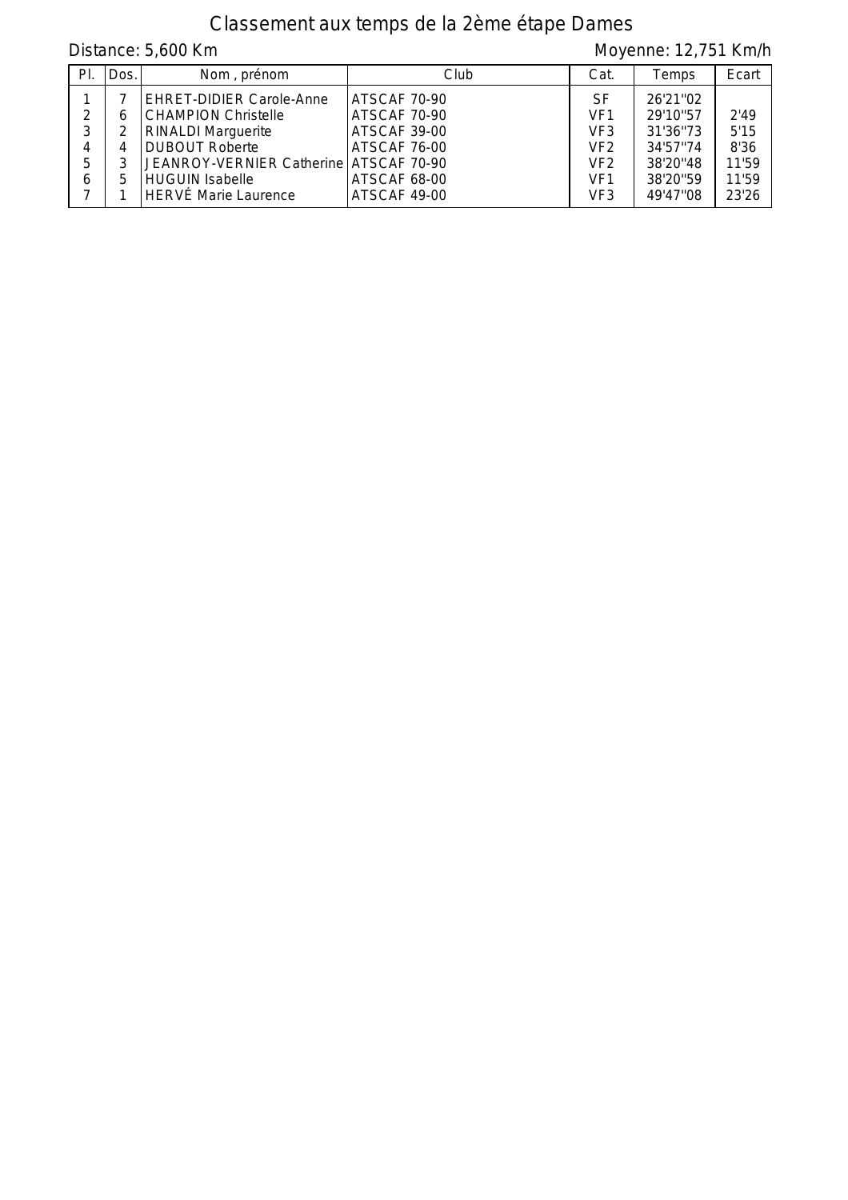# Classement aux temps de la 2ème étape Dames

Distance: 5,600 Km

Moyenne: 12,751 Km/h

| Pl. | Dos. | Nom , prénom | Club | Cat. | Temps | Ecart |
|---|---|---|---|---|---|---|
| 1 | 7 | EHRET-DIDIER Carole-Anne | ATSCAF 70-90 | SF | 26'21''02 | |
| 2 | 6 | CHAMPION Christelle | ATSCAF 70-90 | VF1 | 29'10''57 | 2'49 |
| 3 | 2 | RINALDI Marguerite | ATSCAF 39-00 | VF3 | 31'36''73 | 5'15 |
| 4 | 4 | DUBOUT Roberte | ATSCAF 76-00 | VF2 | 34'57''74 | 8'36 |
| 5 | 3 | JEANROY-VERNIER Catherine | ATSCAF 70-90 | VF2 | 38'20''48 | 11'59 |
| 6 | 5 | HUGUIN Isabelle | ATSCAF 68-00 | VF1 | 38'20''59 | 11'59 |
| 7 | 1 | HERVÉ Marie Laurence | ATSCAF 49-00 | VF3 | 49'47''08 | 23'26 |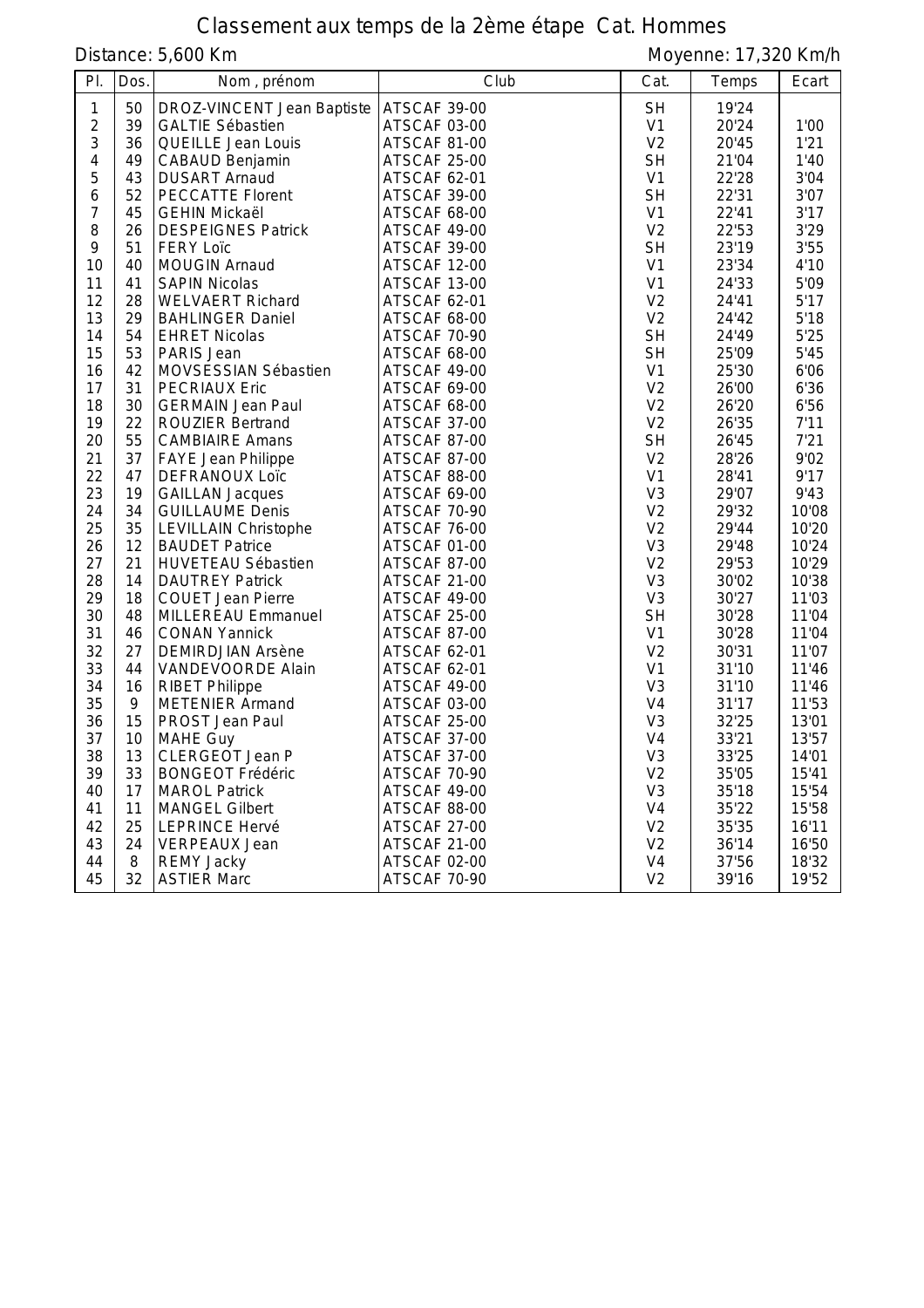# Classement aux temps de la 2ème étape Cat. Hommes

Distance: 5,600 Km

Moyenne: 17,320 Km/h

| Pl. | Dos. | Nom , prénom | Club | Cat. | Temps | Ecart |
|---|---|---|---|---|---|---|
| 1 | 50 | DROZ-VINCENT Jean Baptiste | ATSCAF 39-00 | SH | 19'24 | |
| 2 | 39 | GALTIE Sébastien | ATSCAF 03-00 | V1 | 20'24 | 1'00 |
| 3 | 36 | QUEILLE Jean Louis | ATSCAF 81-00 | V2 | 20'45 | 1'21 |
| 4 | 49 | CABAUD Benjamin | ATSCAF 25-00 | SH | 21'04 | 1'40 |
| 5 | 43 | DUSART Arnaud | ATSCAF 62-01 | V1 | 22'28 | 3'04 |
| 6 | 52 | PECCATTE Florent | ATSCAF 39-00 | SH | 22'31 | 3'07 |
| 7 | 45 | GEHIN Mickaël | ATSCAF 68-00 | V1 | 22'41 | 3'17 |
| 8 | 26 | DESPEIGNES Patrick | ATSCAF 49-00 | V2 | 22'53 | 3'29 |
| 9 | 51 | FERY Loïc | ATSCAF 39-00 | SH | 23'19 | 3'55 |
| 10 | 40 | MOUGIN Arnaud | ATSCAF 12-00 | V1 | 23'34 | 4'10 |
| 11 | 41 | SAPIN Nicolas | ATSCAF 13-00 | V1 | 24'33 | 5'09 |
| 12 | 28 | WELVAERT Richard | ATSCAF 62-01 | V2 | 24'41 | 5'17 |
| 13 | 29 | BAHLINGER Daniel | ATSCAF 68-00 | V2 | 24'42 | 5'18 |
| 14 | 54 | EHRET Nicolas | ATSCAF 70-90 | SH | 24'49 | 5'25 |
| 15 | 53 | PARIS Jean | ATSCAF 68-00 | SH | 25'09 | 5'45 |
| 16 | 42 | MOVSESSIAN Sébastien | ATSCAF 49-00 | V1 | 25'30 | 6'06 |
| 17 | 31 | PECRIAUX Eric | ATSCAF 69-00 | V2 | 26'00 | 6'36 |
| 18 | 30 | GERMAIN Jean Paul | ATSCAF 68-00 | V2 | 26'20 | 6'56 |
| 19 | 22 | ROUZIER Bertrand | ATSCAF 37-00 | V2 | 26'35 | 7'11 |
| 20 | 55 | CAMBIAIRE Amans | ATSCAF 87-00 | SH | 26'45 | 7'21 |
| 21 | 37 | FAYE Jean Philippe | ATSCAF 87-00 | V2 | 28'26 | 9'02 |
| 22 | 47 | DEFRANOUX Loïc | ATSCAF 88-00 | V1 | 28'41 | 9'17 |
| 23 | 19 | GAILLAN Jacques | ATSCAF 69-00 | V3 | 29'07 | 9'43 |
| 24 | 34 | GUILLAUME Denis | ATSCAF 70-90 | V2 | 29'32 | 10'08 |
| 25 | 35 | LEVILLAIN Christophe | ATSCAF 76-00 | V2 | 29'44 | 10'20 |
| 26 | 12 | BAUDET Patrice | ATSCAF 01-00 | V3 | 29'48 | 10'24 |
| 27 | 21 | HUVETEAU Sébastien | ATSCAF 87-00 | V2 | 29'53 | 10'29 |
| 28 | 14 | DAUTREY Patrick | ATSCAF 21-00 | V3 | 30'02 | 10'38 |
| 29 | 18 | COUET Jean Pierre | ATSCAF 49-00 | V3 | 30'27 | 11'03 |
| 30 | 48 | MILLEREAU Emmanuel | ATSCAF 25-00 | SH | 30'28 | 11'04 |
| 31 | 46 | CONAN Yannick | ATSCAF 87-00 | V1 | 30'28 | 11'04 |
| 32 | 27 | DEMIRDJIAN Arsène | ATSCAF 62-01 | V2 | 30'31 | 11'07 |
| 33 | 44 | VANDEVOORDE Alain | ATSCAF 62-01 | V1 | 31'10 | 11'46 |
| 34 | 16 | RIBET Philippe | ATSCAF 49-00 | V3 | 31'10 | 11'46 |
| 35 | 9 | METENIER Armand | ATSCAF 03-00 | V4 | 31'17 | 11'53 |
| 36 | 15 | PROST Jean Paul | ATSCAF 25-00 | V3 | 32'25 | 13'01 |
| 37 | 10 | MAHE Guy | ATSCAF 37-00 | V4 | 33'21 | 13'57 |
| 38 | 13 | CLERGEOT Jean P | ATSCAF 37-00 | V3 | 33'25 | 14'01 |
| 39 | 33 | BONGEOT Frédéric | ATSCAF 70-90 | V2 | 35'05 | 15'41 |
| 40 | 17 | MAROL Patrick | ATSCAF 49-00 | V3 | 35'18 | 15'54 |
| 41 | 11 | MANGEL Gilbert | ATSCAF 88-00 | V4 | 35'22 | 15'58 |
| 42 | 25 | LEPRINCE Hervé | ATSCAF 27-00 | V2 | 35'35 | 16'11 |
| 43 | 24 | VERPEAUX Jean | ATSCAF 21-00 | V2 | 36'14 | 16'50 |
| 44 | 8 | REMY Jacky | ATSCAF 02-00 | V4 | 37'56 | 18'32 |
| 45 | 32 | ASTIER Marc | ATSCAF 70-90 | V2 | 39'16 | 19'52 |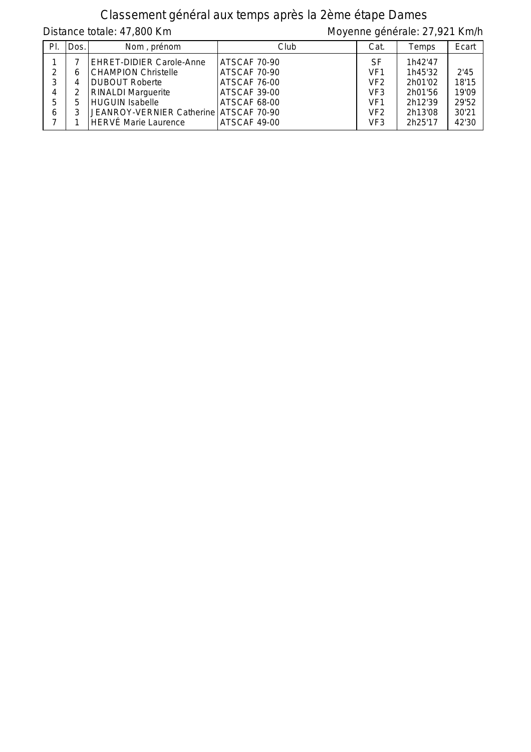# Classement général aux temps après la 2ème étape Dames

Distance totale: 47,800 Km

Moyenne générale: 27,921 Km/h

| Pl. | Dos. | Nom , prénom | Club | Cat. | Temps | Ecart |
|---|---|---|---|---|---|---|
| 1 | 7 | EHRET-DIDIER Carole-Anne | ATSCAF 70-90 | SF | 1h42'47 | |
| 2 | 6 | CHAMPION Christelle | ATSCAF 70-90 | VF1 | 1h45'32 | 2'45 |
| 3 | 4 | DUBOUT Roberte | ATSCAF 76-00 | VF2 | 2h01'02 | 18'15 |
| 4 | 2 | RINALDI Marguerite | ATSCAF 39-00 | VF3 | 2h01'56 | 19'09 |
| 5 | 5 | HUGUIN Isabelle | ATSCAF 68-00 | VF1 | 2h12'39 | 29'52 |
| 6 | 3 | JEANROY-VERNIER Catherine | ATSCAF 70-90 | VF2 | 2h13'08 | 30'21 |
| 7 | 1 | HERVÉ Marie Laurence | ATSCAF 49-00 | VF3 | 2h25'17 | 42'30 |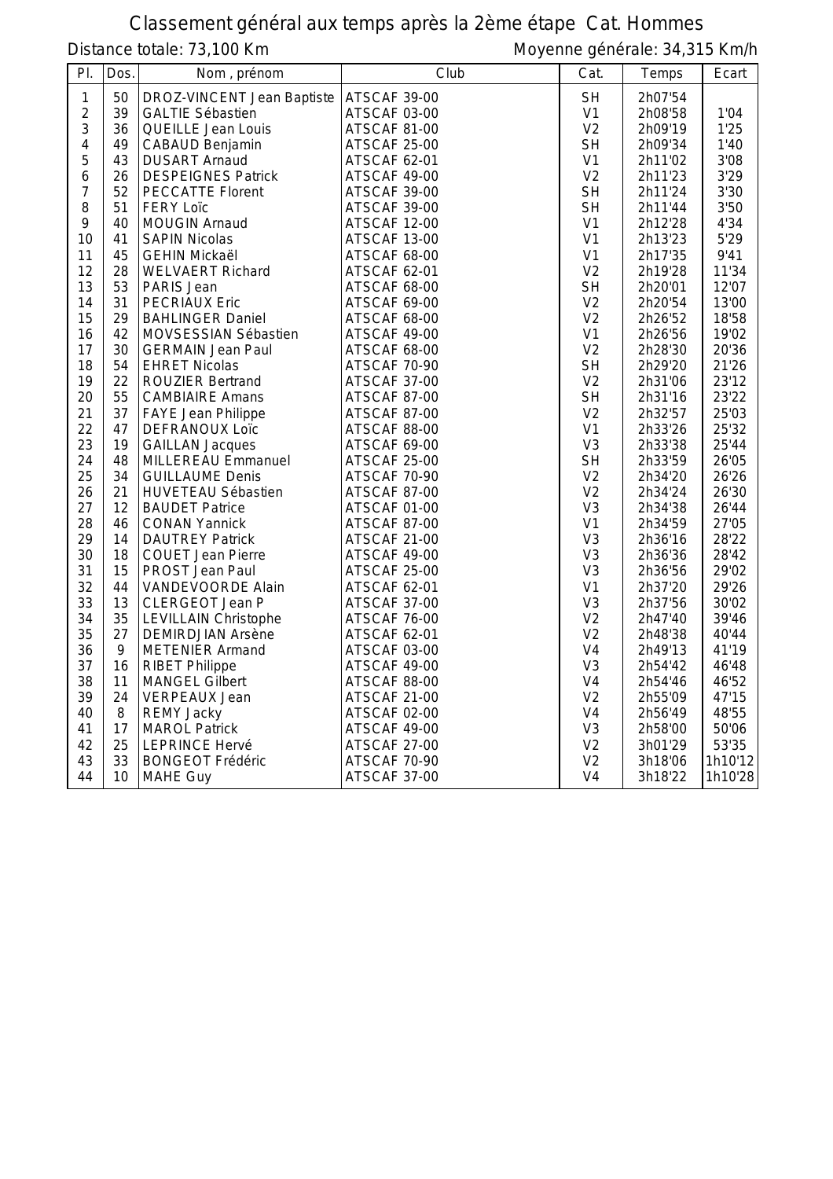# Classement général aux temps après la 2ème étape Cat. Hommes

Distance totale: 73,100 Km

Moyenne générale: 34,315 Km/h

| Pl. | Dos. | Nom , prénom | Club | Cat. | Temps | Ecart |
|---|---|---|---|---|---|---|
| 1 | 50 | DROZ-VINCENT Jean Baptiste | ATSCAF 39-00 | SH | 2h07'54 | |
| 2 | 39 | GALTIE Sébastien | ATSCAF 03-00 | V1 | 2h08'58 | 1'04 |
| 3 | 36 | QUEILLE Jean Louis | ATSCAF 81-00 | V2 | 2h09'19 | 1'25 |
| 4 | 49 | CABAUD Benjamin | ATSCAF 25-00 | SH | 2h09'34 | 1'40 |
| 5 | 43 | DUSART Arnaud | ATSCAF 62-01 | V1 | 2h11'02 | 3'08 |
| 6 | 26 | DESPEIGNES Patrick | ATSCAF 49-00 | V2 | 2h11'23 | 3'29 |
| 7 | 52 | PECCATTE Florent | ATSCAF 39-00 | SH | 2h11'24 | 3'30 |
| 8 | 51 | FERY Loïc | ATSCAF 39-00 | SH | 2h11'44 | 3'50 |
| 9 | 40 | MOUGIN Arnaud | ATSCAF 12-00 | V1 | 2h12'28 | 4'34 |
| 10 | 41 | SAPIN Nicolas | ATSCAF 13-00 | V1 | 2h13'23 | 5'29 |
| 11 | 45 | GEHIN Mickaël | ATSCAF 68-00 | V1 | 2h17'35 | 9'41 |
| 12 | 28 | WELVAERT Richard | ATSCAF 62-01 | V2 | 2h19'28 | 11'34 |
| 13 | 53 | PARIS Jean | ATSCAF 68-00 | SH | 2h20'01 | 12'07 |
| 14 | 31 | PECRIAUX Eric | ATSCAF 69-00 | V2 | 2h20'54 | 13'00 |
| 15 | 29 | BAHLINGER Daniel | ATSCAF 68-00 | V2 | 2h26'52 | 18'58 |
| 16 | 42 | MOVSESSIAN Sébastien | ATSCAF 49-00 | V1 | 2h26'56 | 19'02 |
| 17 | 30 | GERMAIN Jean Paul | ATSCAF 68-00 | V2 | 2h28'30 | 20'36 |
| 18 | 54 | EHRET Nicolas | ATSCAF 70-90 | SH | 2h29'20 | 21'26 |
| 19 | 22 | ROUZIER Bertrand | ATSCAF 37-00 | V2 | 2h31'06 | 23'12 |
| 20 | 55 | CAMBIAIRE Amans | ATSCAF 87-00 | SH | 2h31'16 | 23'22 |
| 21 | 37 | FAYE Jean Philippe | ATSCAF 87-00 | V2 | 2h32'57 | 25'03 |
| 22 | 47 | DEFRANOUX Loïc | ATSCAF 88-00 | V1 | 2h33'26 | 25'32 |
| 23 | 19 | GAILLAN Jacques | ATSCAF 69-00 | V3 | 2h33'38 | 25'44 |
| 24 | 48 | MILLEREAU Emmanuel | ATSCAF 25-00 | SH | 2h33'59 | 26'05 |
| 25 | 34 | GUILLAUME Denis | ATSCAF 70-90 | V2 | 2h34'20 | 26'26 |
| 26 | 21 | HUVETEAU Sébastien | ATSCAF 87-00 | V2 | 2h34'24 | 26'30 |
| 27 | 12 | BAUDET Patrice | ATSCAF 01-00 | V3 | 2h34'38 | 26'44 |
| 28 | 46 | CONAN Yannick | ATSCAF 87-00 | V1 | 2h34'59 | 27'05 |
| 29 | 14 | DAUTREY Patrick | ATSCAF 21-00 | V3 | 2h36'16 | 28'22 |
| 30 | 18 | COUET Jean Pierre | ATSCAF 49-00 | V3 | 2h36'36 | 28'42 |
| 31 | 15 | PROST Jean Paul | ATSCAF 25-00 | V3 | 2h36'56 | 29'02 |
| 32 | 44 | VANDEVOORDE Alain | ATSCAF 62-01 | V1 | 2h37'20 | 29'26 |
| 33 | 13 | CLERGEOT Jean P | ATSCAF 37-00 | V3 | 2h37'56 | 30'02 |
| 34 | 35 | LEVILLAIN Christophe | ATSCAF 76-00 | V2 | 2h47'40 | 39'46 |
| 35 | 27 | DEMIRDJIAN Arsène | ATSCAF 62-01 | V2 | 2h48'38 | 40'44 |
| 36 | 9 | METENIER Armand | ATSCAF 03-00 | V4 | 2h49'13 | 41'19 |
| 37 | 16 | RIBET Philippe | ATSCAF 49-00 | V3 | 2h54'42 | 46'48 |
| 38 | 11 | MANGEL Gilbert | ATSCAF 88-00 | V4 | 2h54'46 | 46'52 |
| 39 | 24 | VERPEAUX Jean | ATSCAF 21-00 | V2 | 2h55'09 | 47'15 |
| 40 | 8 | REMY Jacky | ATSCAF 02-00 | V4 | 2h56'49 | 48'55 |
| 41 | 17 | MAROL Patrick | ATSCAF 49-00 | V3 | 2h58'00 | 50'06 |
| 42 | 25 | LEPRINCE Hervé | ATSCAF 27-00 | V2 | 3h01'29 | 53'35 |
| 43 | 33 | BONGEOT Frédéric | ATSCAF 70-90 | V2 | 3h18'06 | 1h10'12 |
| 44 | 10 | MAHE Guy | ATSCAF 37-00 | V4 | 3h18'22 | 1h10'28 |